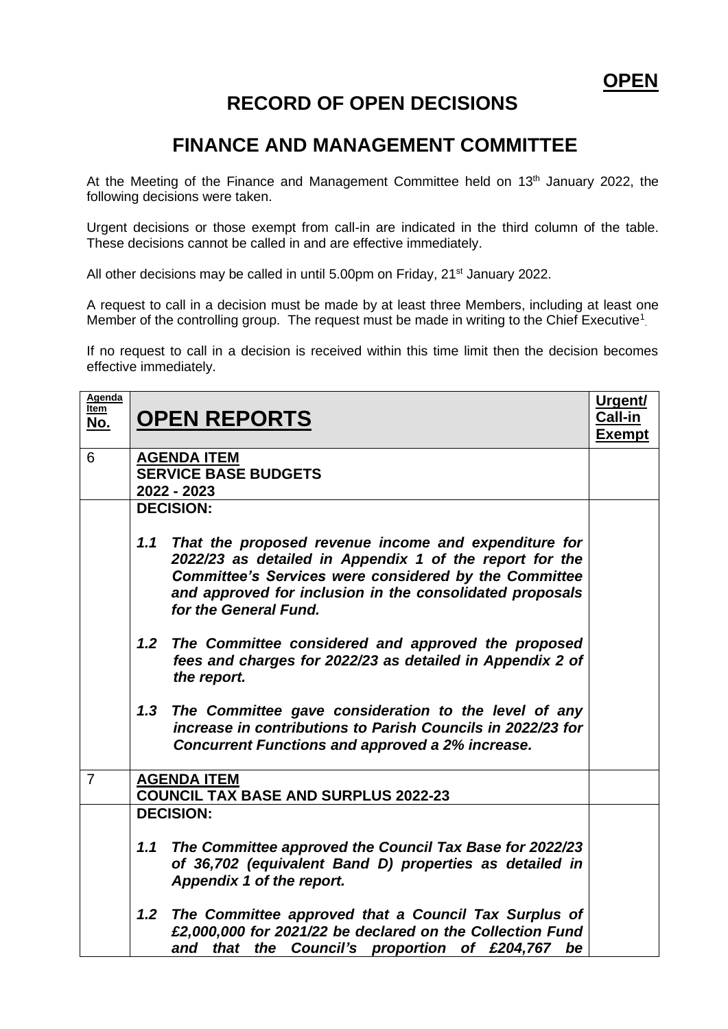**OPEN**

# RECORD OF OPEN DECISIONS

# FINANCE AND MANAGEMENT COMMITTEE

At the Meeting of the Finance and Management Committee held on 13th January 2022, the following decisions were taken.

Urgent decisions or those exempt from call-in are indicated in the third column of the table. These decisions cannot be called in and are effective immediately.

All other decisions may be called in until 5.00pm on Friday, 21st January 2022.

A request to call in a decision must be made by at least three Members, including at least one Member of the controlling group. The request must be made in writing to the Chief Executive[1].

If no request to call in a decision is received within this time limit then the decision becomes effective immediately.

| Agenda Item No. | OPEN REPORTS | Urgent/ Call-in Exempt |
|---|---|---|
| 6 | **AGENDA ITEM**<br>**SERVICE BASE BUDGETS**<br>**2022 - 2023** | |
| | **DECISION:**<br><br>***1.1 That the proposed revenue income and expenditure for 2022/23 as detailed in Appendix 1 of the report for the Committee's Services were considered by the Committee and approved for inclusion in the consolidated proposals for the General Fund.***<br><br>***1.2 The Committee considered and approved the proposed fees and charges for 2022/23 as detailed in Appendix 2 of the report.***<br><br>***1.3 The Committee gave consideration to the level of any increase in contributions to Parish Councils in 2022/23 for Concurrent Functions and approved a 2% increase.*** | |
| 7 | **AGENDA ITEM**<br>**COUNCIL TAX BASE AND SURPLUS 2022-23** | |
| | **DECISION:**<br><br>***1.1 The Committee approved the Council Tax Base for 2022/23 of 36,702 (equivalent Band D) properties as detailed in Appendix 1 of the report.***<br><br>***1.2 The Committee approved that a Council Tax Surplus of £2,000,000 for 2021/22 be declared on the Collection Fund and that the Council's proportion of £204,767 be*** | |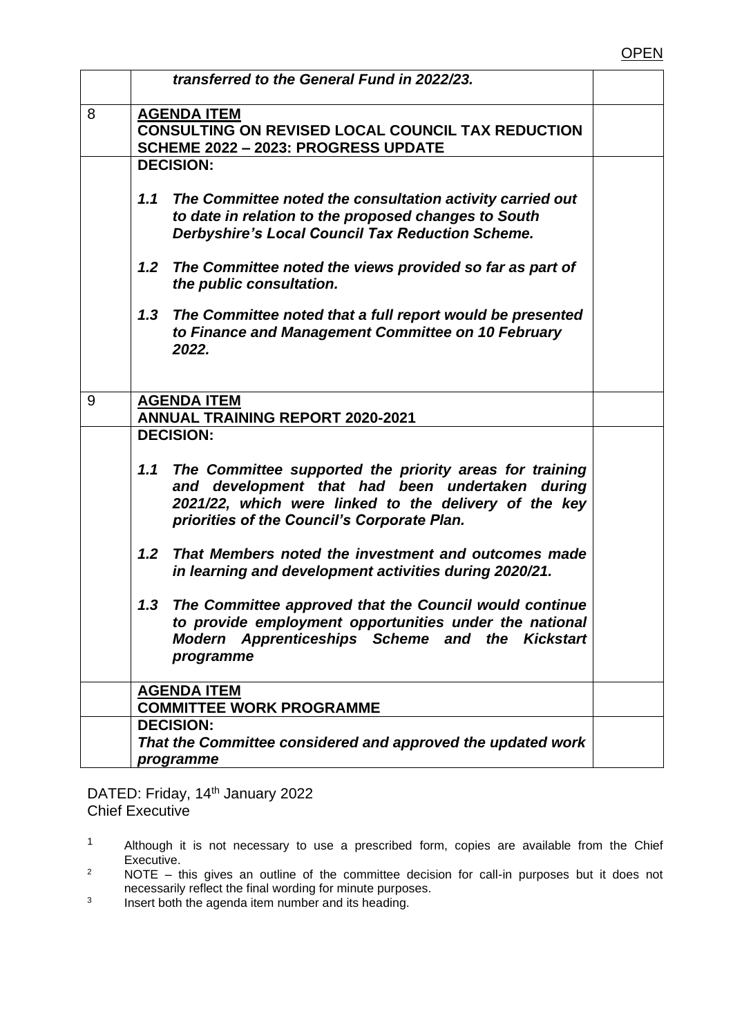OPEN

| | | |
|---|---|---|
| | ***transferred to the General Fund in 2022/23.*** | |
| 8 | **AGENDA ITEM**<br>**CONSULTING ON REVISED LOCAL COUNCIL TAX REDUCTION SCHEME 2022 – 2023: PROGRESS UPDATE** | |
| | **DECISION:**<br><br>***1.1 The Committee noted the consultation activity carried out to date in relation to the proposed changes to South Derbyshire's Local Council Tax Reduction Scheme.***<br><br>***1.2 The Committee noted the views provided so far as part of the public consultation.***<br><br>***1.3 The Committee noted that a full report would be presented to Finance and Management Committee on 10 February 2022.*** | |
| 9 | **AGENDA ITEM**<br>**ANNUAL TRAINING REPORT 2020-2021** | |
| | **DECISION:**<br><br>***1.1 The Committee supported the priority areas for training and development that had been undertaken during 2021/22, which were linked to the delivery of the key priorities of the Council's Corporate Plan.***<br><br>***1.2 That Members noted the investment and outcomes made in learning and development activities during 2020/21.***<br><br>***1.3 The Committee approved that the Council would continue to provide employment opportunities under the national Modern Apprenticeships Scheme and the Kickstart programme*** | |
| | **AGENDA ITEM**<br>**COMMITTEE WORK PROGRAMME** | |
| | **DECISION:**<br>***That the Committee considered and approved the updated work programme*** | |

DATED: Friday, 14th January 2022
Chief Executive

[1] Although it is not necessary to use a prescribed form, copies are available from the Chief Executive.

[2] NOTE – this gives an outline of the committee decision for call-in purposes but it does not necessarily reflect the final wording for minute purposes.

[3] Insert both the agenda item number and its heading.